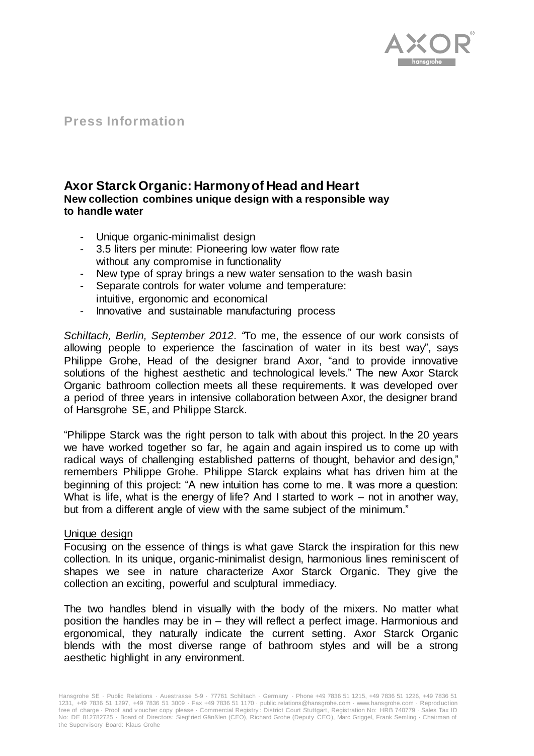# Press Information

## Axor Starck Organic: Harmony of Head and Heart

**New collection combines unique design with a responsible way to handle water**

- Unique organic-minimalist design
- 3.5 liters per minute: Pioneering low water flow rate without any compromise in functionality
- New type of spray brings a new water sensation to the wash basin
- Separate controls for water volume and temperature: intuitive, ergonomic and economical
- Innovative and sustainable manufacturing process

*Schiltach, Berlin, September 2012*. "To me, the essence of our work consists of allowing people to experience the fascination of water in its best way", says Philippe Grohe, Head of the designer brand Axor, "and to provide innovative solutions of the highest aesthetic and technological levels." The new Axor Starck Organic bathroom collection meets all these requirements. It was developed over a period of three years in intensive collaboration between Axor, the designer brand of Hansgrohe SE, and Philippe Starck.

"Philippe Starck was the right person to talk with about this project. In the 20 years we have worked together so far, he again and again inspired us to come up with radical ways of challenging established patterns of thought, behavior and design," remembers Philippe Grohe. Philippe Starck explains what has driven him at the beginning of this project: "A new intuition has come to me. It was more a question: What is life, what is the energy of life? And I started to work – not in another way, but from a different angle of view with the same subject of the minimum."

### Unique design

Focusing on the essence of things is what gave Starck the inspiration for this new collection. In its unique, organic-minimalist design, harmonious lines reminiscent of shapes we see in nature characterize Axor Starck Organic. They give the collection an exciting, powerful and sculptural immediacy.

The two handles blend in visually with the body of the mixers. No matter what position the handles may be in – they will reflect a perfect image. Harmonious and ergonomical, they naturally indicate the current setting. Axor Starck Organic blends with the most diverse range of bathroom styles and will be a strong aesthetic highlight in any environment.

Hansgrohe SE · Public Relations · Auestrasse 5-9 · 77761 Schiltach · Germany · Phone +49 7836 51 1215, +49 7836 51 1226, +49 7836 51 1231, +49 7836 51 1297, +49 7836 51 3009 · Fax +49 7836 51 1170 · public.relations@hansgrohe.com · www.hansgrohe.com · Reproduction free of charge · Proof and voucher copy please · Commercial Registry: District Court Stuttgart, Registration No: HRB 740779 · Sales Tax ID No: DE 812782725 · Board of Directors: Siegfried Gänßlen (CEO), Richard Grohe (Deputy CEO), Marc Griggel, Frank Semling · Chairman of the Supervisory Board: Klaus Grohe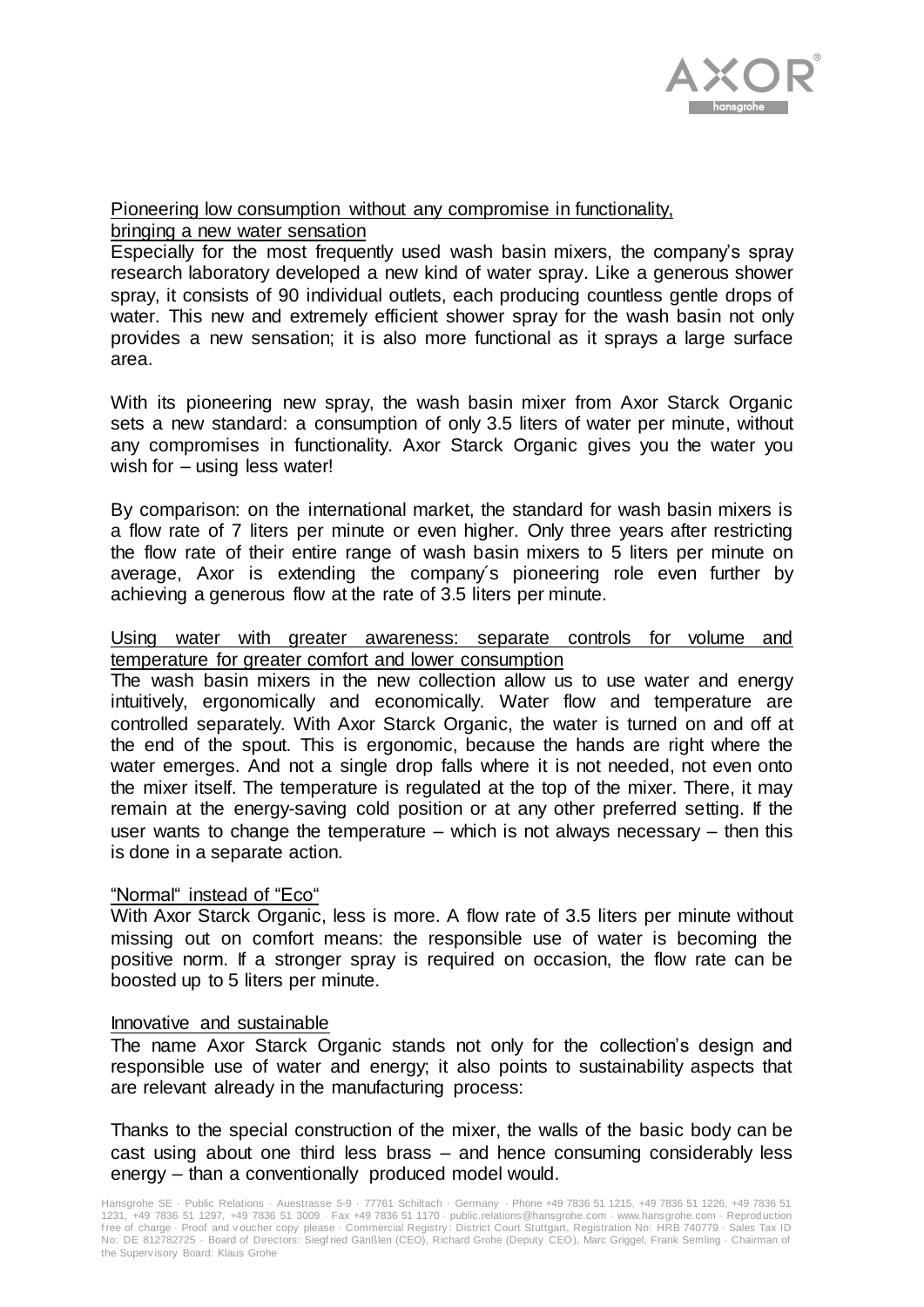## Pioneering low consumption without any compromise in functionality, bringing a new water sensation

Especially for the most frequently used wash basin mixers, the company's spray research laboratory developed a new kind of water spray. Like a generous shower spray, it consists of 90 individual outlets, each producing countless gentle drops of water. This new and extremely efficient shower spray for the wash basin not only provides a new sensation; it is also more functional as it sprays a large surface area.

With its pioneering new spray, the wash basin mixer from Axor Starck Organic sets a new standard: a consumption of only 3.5 liters of water per minute, without any compromises in functionality. Axor Starck Organic gives you the water you wish for – using less water!

By comparison: on the international market, the standard for wash basin mixers is a flow rate of 7 liters per minute or even higher. Only three years after restricting the flow rate of their entire range of wash basin mixers to 5 liters per minute on average, Axor is extending the company´s pioneering role even further by achieving a generous flow at the rate of 3.5 liters per minute.

## Using water with greater awareness: separate controls for volume and temperature for greater comfort and lower consumption

The wash basin mixers in the new collection allow us to use water and energy intuitively, ergonomically and economically. Water flow and temperature are controlled separately. With Axor Starck Organic, the water is turned on and off at the end of the spout. This is ergonomic, because the hands are right where the water emerges. And not a single drop falls where it is not needed, not even onto the mixer itself. The temperature is regulated at the top of the mixer. There, it may remain at the energy-saving cold position or at any other preferred setting. If the user wants to change the temperature – which is not always necessary – then this is done in a separate action.

## "Normal" instead of "Eco"

With Axor Starck Organic, less is more. A flow rate of 3.5 liters per minute without missing out on comfort means: the responsible use of water is becoming the positive norm. If a stronger spray is required on occasion, the flow rate can be boosted up to 5 liters per minute.

## Innovative and sustainable

The name Axor Starck Organic stands not only for the collection's design and responsible use of water and energy; it also points to sustainability aspects that are relevant already in the manufacturing process:

Thanks to the special construction of the mixer, the walls of the basic body can be cast using about one third less brass – and hence consuming considerably less energy – than a conventionally produced model would.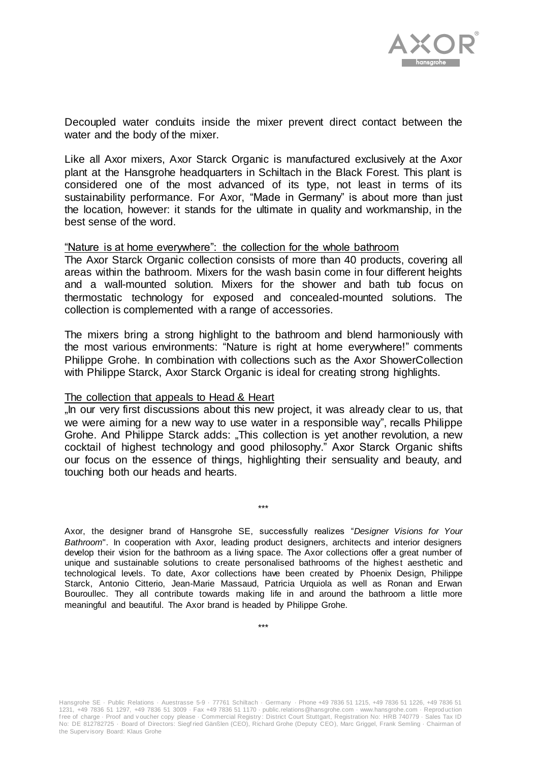Decoupled water conduits inside the mixer prevent direct contact between the water and the body of the mixer.

Like all Axor mixers, Axor Starck Organic is manufactured exclusively at the Axor plant at the Hansgrohe headquarters in Schiltach in the Black Forest. This plant is considered one of the most advanced of its type, not least in terms of its sustainability performance. For Axor, "Made in Germany" is about more than just the location, however: it stands for the ultimate in quality and workmanship, in the best sense of the word.

"Nature is at home everywhere": the collection for the whole bathroom

The Axor Starck Organic collection consists of more than 40 products, covering all areas within the bathroom. Mixers for the wash basin come in four different heights and a wall-mounted solution. Mixers for the shower and bath tub focus on thermostatic technology for exposed and concealed-mounted solutions. The collection is complemented with a range of accessories.

The mixers bring a strong highlight to the bathroom and blend harmoniously with the most various environments: "Nature is right at home everywhere!" comments Philippe Grohe. In combination with collections such as the Axor ShowerCollection with Philippe Starck, Axor Starck Organic is ideal for creating strong highlights.

The collection that appeals to Head & Heart

„In our very first discussions about this new project, it was already clear to us, that we were aiming for a new way to use water in a responsible way", recalls Philippe Grohe. And Philippe Starck adds: „This collection is yet another revolution, a new cocktail of highest technology and good philosophy." Axor Starck Organic shifts our focus on the essence of things, highlighting their sensuality and beauty, and touching both our heads and hearts.

\*\*\*

Axor, the designer brand of Hansgrohe SE, successfully realizes "*Designer Visions for Your Bathroom*". In cooperation with Axor, leading product designers, architects and interior designers develop their vision for the bathroom as a living space. The Axor collections offer a great number of unique and sustainable solutions to create personalised bathrooms of the highest aesthetic and technological levels. To date, Axor collections have been created by Phoenix Design, Philippe Starck, Antonio Citterio, Jean-Marie Massaud, Patricia Urquiola as well as Ronan and Erwan Bouroullec. They all contribute towards making life in and around the bathroom a little more meaningful and beautiful. The Axor brand is headed by Philippe Grohe.

\*\*\*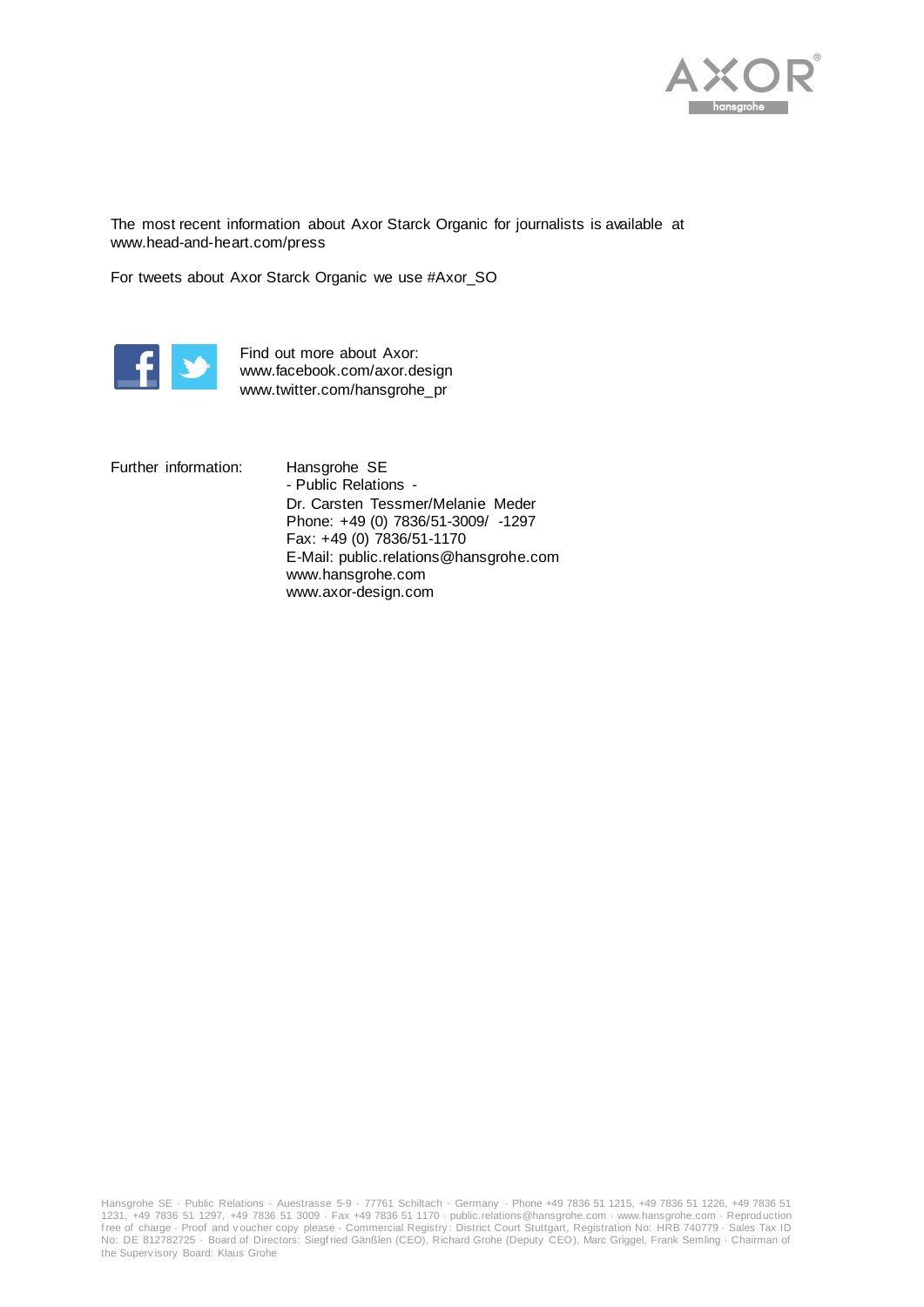The most recent information about Axor Starck Organic for journalists is available at www.head-and-heart.com/press

For tweets about Axor Starck Organic we use #Axor_SO

Find out more about Axor:
www.facebook.com/axor.design
www.twitter.com/hansgrohe_pr

Further information:

Hansgrohe SE
- Public Relations -
Dr. Carsten Tessmer/Melanie Meder
Phone: +49 (0) 7836/51-3009/ -1297
Fax: +49 (0) 7836/51-1170
E-Mail: public.relations@hansgrohe.com
www.hansgrohe.com
www.axor-design.com

Hansgrohe SE · Public Relations · Auestrasse 5-9 · 77761 Schiltach · Germany · Phone +49 7836 51 1215, +49 7836 51 1226, +49 7836 51 1231, +49 7836 51 1297, +49 7836 51 3009 · Fax +49 7836 51 1170 · public.relations@hansgrohe.com · www.hansgrohe.com · Reproduction free of charge · Proof and voucher copy please · Commercial Registry: District Court Stuttgart, Registration No: HRB 740779 · Sales Tax ID No: DE 812782725 · Board of Directors: Siegfried Gänßlen (CEO), Richard Grohe (Deputy CEO), Marc Griggel, Frank Semling · Chairman of the Supervisory Board: Klaus Grohe